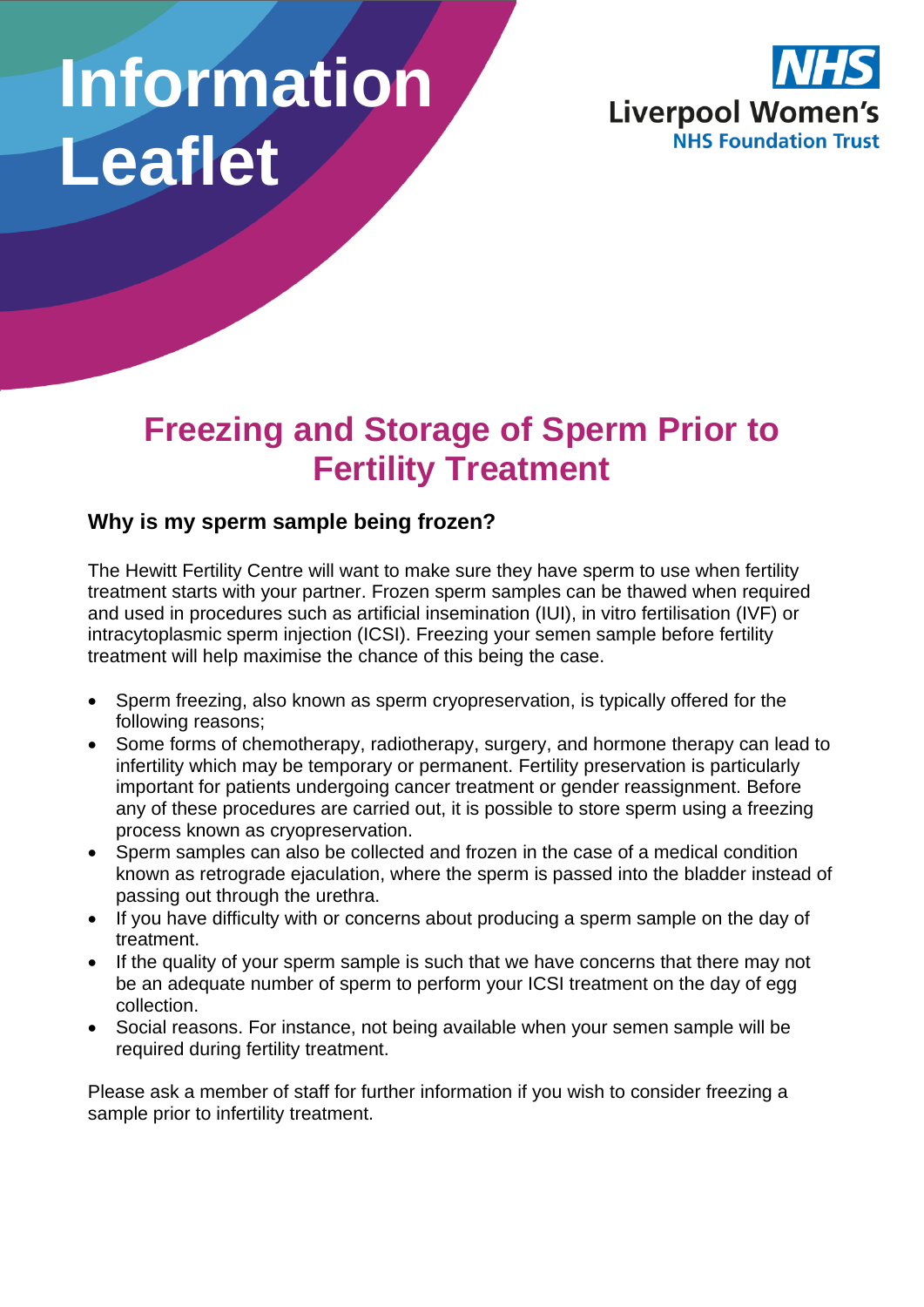# Information Leaflet

**NHS**
**Liverpool Women's**
**NHS Foundation Trust**

## Freezing and Storage of Sperm Prior to Fertility Treatment

### Why is my sperm sample being frozen?

The Hewitt Fertility Centre will want to make sure they have sperm to use when fertility treatment starts with your partner. Frozen sperm samples can be thawed when required and used in procedures such as artificial insemination (IUI), in vitro fertilisation (IVF) or intracytoplasmic sperm injection (ICSI). Freezing your semen sample before fertility treatment will help maximise the chance of this being the case.

- Sperm freezing, also known as sperm cryopreservation, is typically offered for the following reasons;
- Some forms of chemotherapy, radiotherapy, surgery, and hormone therapy can lead to infertility which may be temporary or permanent. Fertility preservation is particularly important for patients undergoing cancer treatment or gender reassignment. Before any of these procedures are carried out, it is possible to store sperm using a freezing process known as cryopreservation.
- Sperm samples can also be collected and frozen in the case of a medical condition known as retrograde ejaculation, where the sperm is passed into the bladder instead of passing out through the urethra.
- If you have difficulty with or concerns about producing a sperm sample on the day of treatment.
- If the quality of your sperm sample is such that we have concerns that there may not be an adequate number of sperm to perform your ICSI treatment on the day of egg collection.
- Social reasons. For instance, not being available when your semen sample will be required during fertility treatment.

Please ask a member of staff for further information if you wish to consider freezing a sample prior to infertility treatment.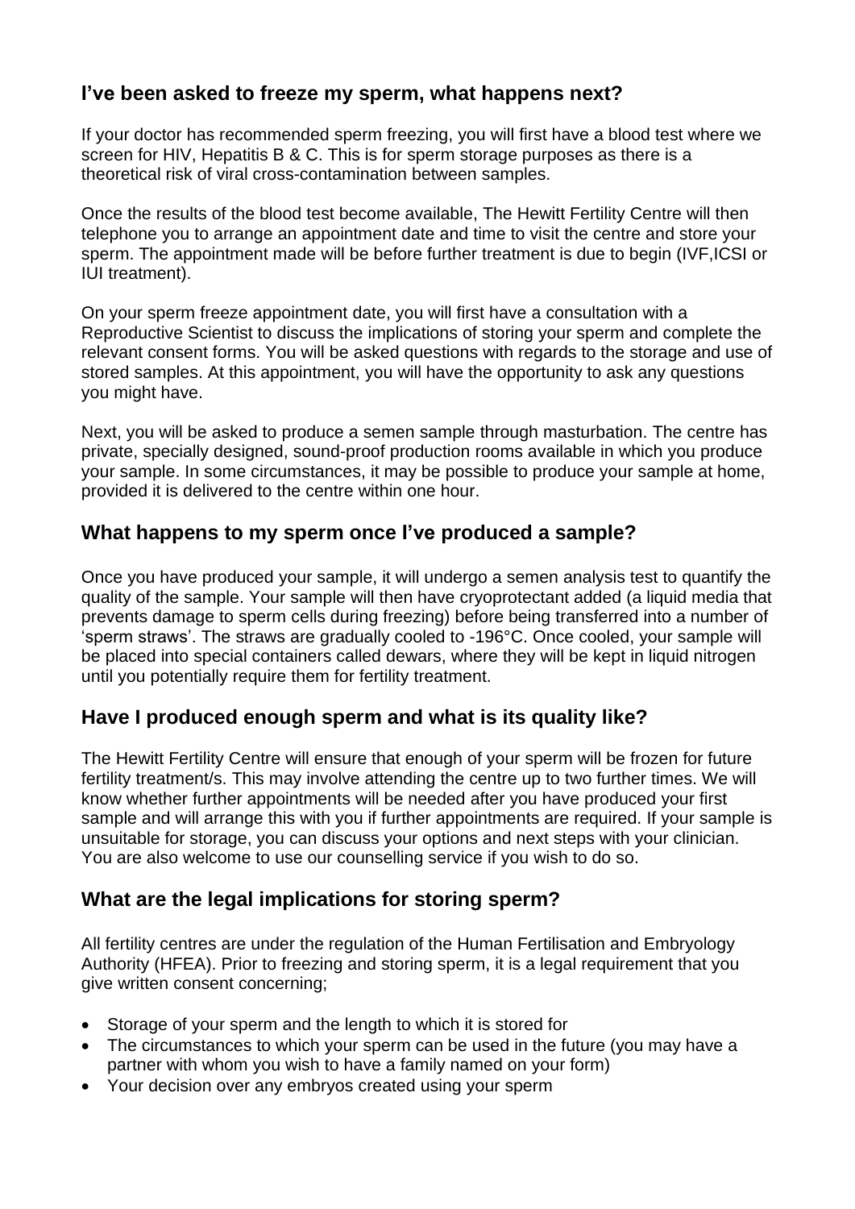## I've been asked to freeze my sperm, what happens next?

If your doctor has recommended sperm freezing, you will first have a blood test where we screen for HIV, Hepatitis B & C. This is for sperm storage purposes as there is a theoretical risk of viral cross-contamination between samples.

Once the results of the blood test become available, The Hewitt Fertility Centre will then telephone you to arrange an appointment date and time to visit the centre and store your sperm. The appointment made will be before further treatment is due to begin (IVF,ICSI or IUI treatment).

On your sperm freeze appointment date, you will first have a consultation with a Reproductive Scientist to discuss the implications of storing your sperm and complete the relevant consent forms. You will be asked questions with regards to the storage and use of stored samples. At this appointment, you will have the opportunity to ask any questions you might have.

Next, you will be asked to produce a semen sample through masturbation. The centre has private, specially designed, sound-proof production rooms available in which you produce your sample. In some circumstances, it may be possible to produce your sample at home, provided it is delivered to the centre within one hour.

## What happens to my sperm once I've produced a sample?

Once you have produced your sample, it will undergo a semen analysis test to quantify the quality of the sample. Your sample will then have cryoprotectant added (a liquid media that prevents damage to sperm cells during freezing) before being transferred into a number of 'sperm straws'. The straws are gradually cooled to -196°C. Once cooled, your sample will be placed into special containers called dewars, where they will be kept in liquid nitrogen until you potentially require them for fertility treatment.

## Have I produced enough sperm and what is its quality like?

The Hewitt Fertility Centre will ensure that enough of your sperm will be frozen for future fertility treatment/s. This may involve attending the centre up to two further times. We will know whether further appointments will be needed after you have produced your first sample and will arrange this with you if further appointments are required. If your sample is unsuitable for storage, you can discuss your options and next steps with your clinician. You are also welcome to use our counselling service if you wish to do so.

## What are the legal implications for storing sperm?

All fertility centres are under the regulation of the Human Fertilisation and Embryology Authority (HFEA). Prior to freezing and storing sperm, it is a legal requirement that you give written consent concerning;

- Storage of your sperm and the length to which it is stored for
- The circumstances to which your sperm can be used in the future (you may have a partner with whom you wish to have a family named on your form)
- Your decision over any embryos created using your sperm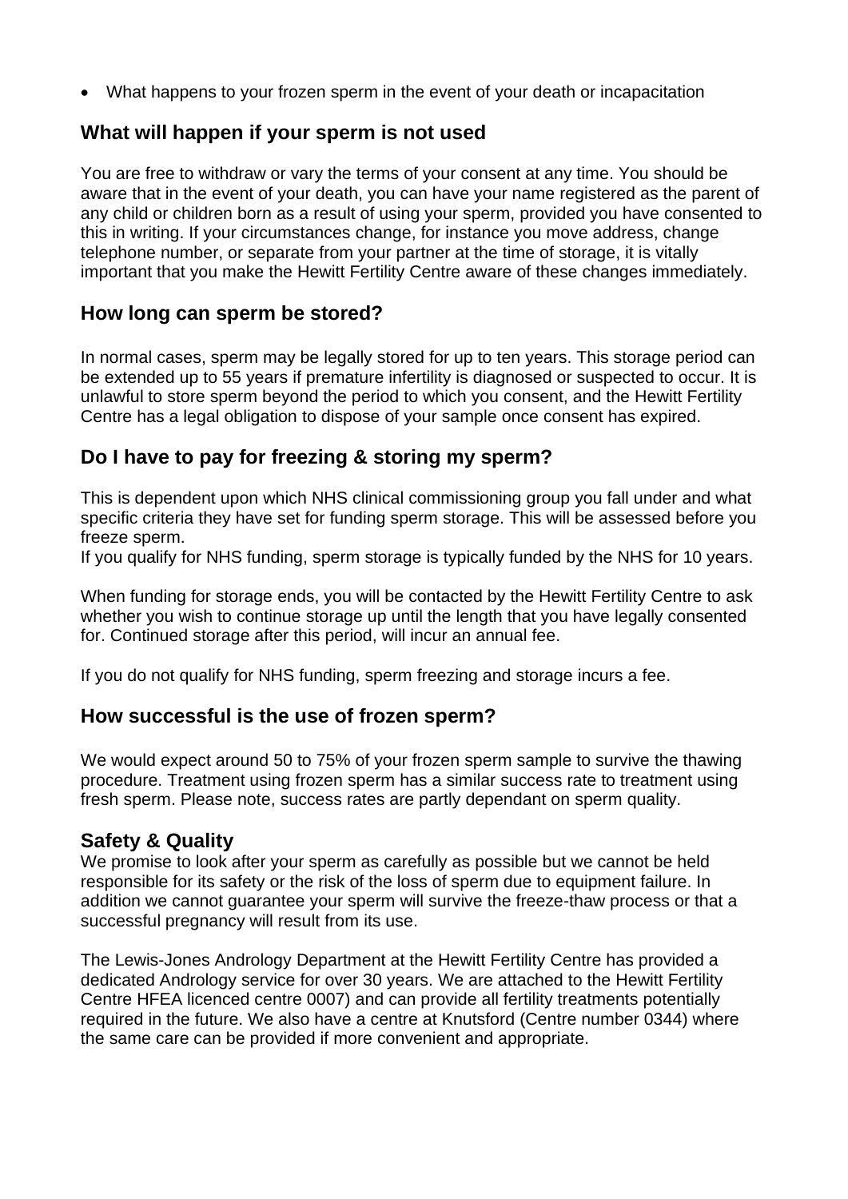- What happens to your frozen sperm in the event of your death or incapacitation

## What will happen if your sperm is not used

You are free to withdraw or vary the terms of your consent at any time. You should be aware that in the event of your death, you can have your name registered as the parent of any child or children born as a result of using your sperm, provided you have consented to this in writing. If your circumstances change, for instance you move address, change telephone number, or separate from your partner at the time of storage, it is vitally important that you make the Hewitt Fertility Centre aware of these changes immediately.

## How long can sperm be stored?

In normal cases, sperm may be legally stored for up to ten years. This storage period can be extended up to 55 years if premature infertility is diagnosed or suspected to occur. It is unlawful to store sperm beyond the period to which you consent, and the Hewitt Fertility Centre has a legal obligation to dispose of your sample once consent has expired.

## Do I have to pay for freezing & storing my sperm?

This is dependent upon which NHS clinical commissioning group you fall under and what specific criteria they have set for funding sperm storage. This will be assessed before you freeze sperm.
If you qualify for NHS funding, sperm storage is typically funded by the NHS for 10 years.

When funding for storage ends, you will be contacted by the Hewitt Fertility Centre to ask whether you wish to continue storage up until the length that you have legally consented for. Continued storage after this period, will incur an annual fee.

If you do not qualify for NHS funding, sperm freezing and storage incurs a fee.

## How successful is the use of frozen sperm?

We would expect around 50 to 75% of your frozen sperm sample to survive the thawing procedure. Treatment using frozen sperm has a similar success rate to treatment using fresh sperm. Please note, success rates are partly dependant on sperm quality.

## Safety & Quality

We promise to look after your sperm as carefully as possible but we cannot be held responsible for its safety or the risk of the loss of sperm due to equipment failure. In addition we cannot guarantee your sperm will survive the freeze-thaw process or that a successful pregnancy will result from its use.

The Lewis-Jones Andrology Department at the Hewitt Fertility Centre has provided a dedicated Andrology service for over 30 years. We are attached to the Hewitt Fertility Centre HFEA licenced centre 0007) and can provide all fertility treatments potentially required in the future. We also have a centre at Knutsford (Centre number 0344) where the same care can be provided if more convenient and appropriate.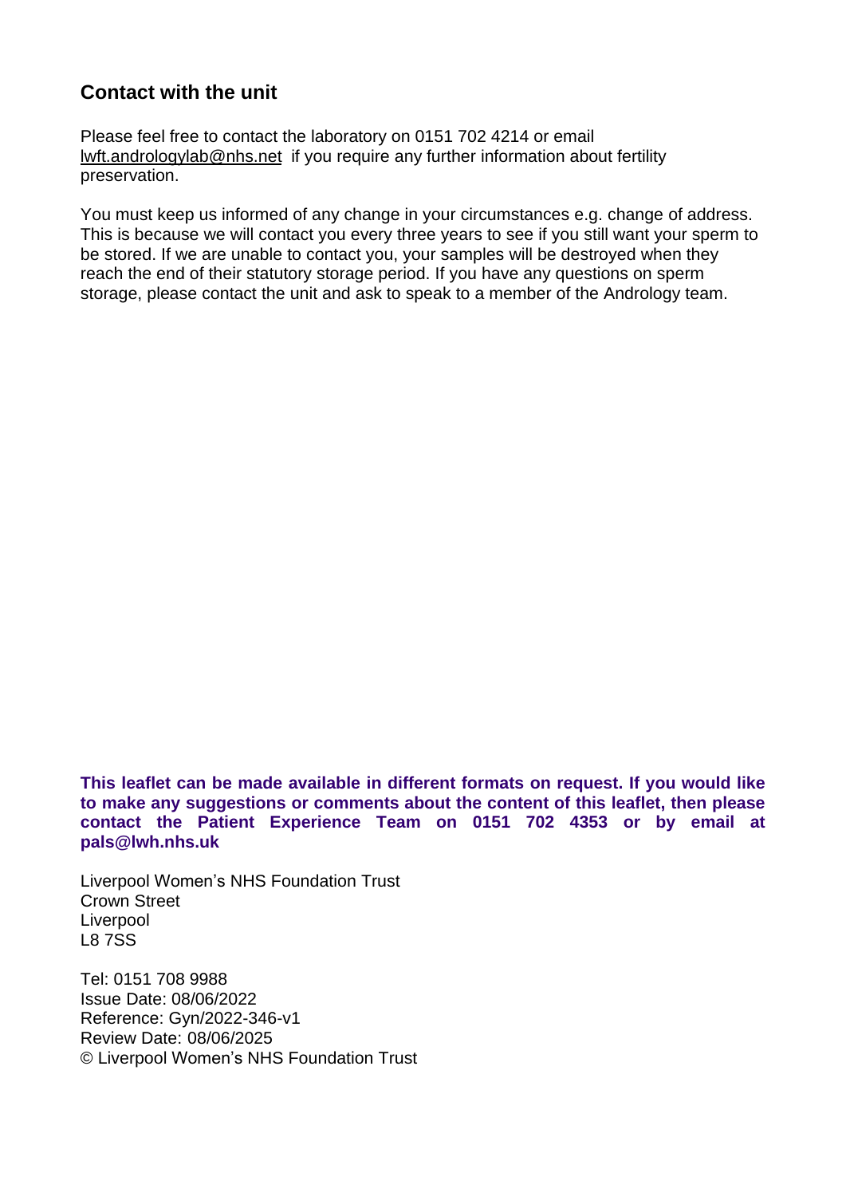## Contact with the unit

Please feel free to contact the laboratory on 0151 702 4214 or email lwft.andrologylab@nhs.net if you require any further information about fertility preservation.

You must keep us informed of any change in your circumstances e.g. change of address. This is because we will contact you every three years to see if you still want your sperm to be stored. If we are unable to contact you, your samples will be destroyed when they reach the end of their statutory storage period. If you have any questions on sperm storage, please contact the unit and ask to speak to a member of the Andrology team.

**This leaflet can be made available in different formats on request. If you would like to make any suggestions or comments about the content of this leaflet, then please contact the Patient Experience Team on 0151 702 4353 or by email at pals@lwh.nhs.uk**

Liverpool Women's NHS Foundation Trust
Crown Street
Liverpool
L8 7SS

Tel: 0151 708 9988
Issue Date: 08/06/2022
Reference: Gyn/2022-346-v1
Review Date: 08/06/2025
© Liverpool Women's NHS Foundation Trust